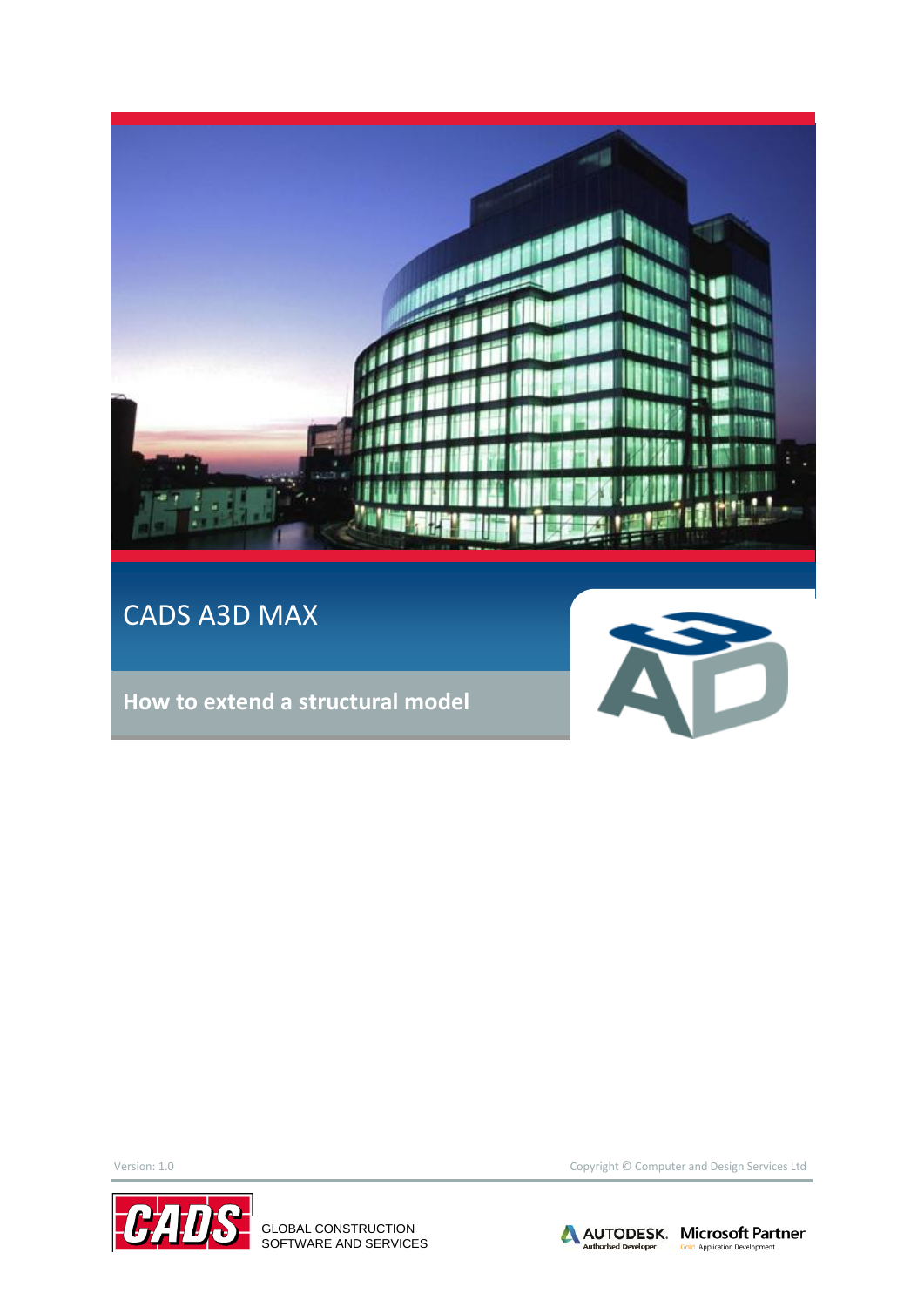# CADS A3D MAX

## How to extend a structural model

Version: 1.0

Copyright © Computer and Design Services Ltd

GLOBAL CONSTRUCTION SOFTWARE AND SERVICES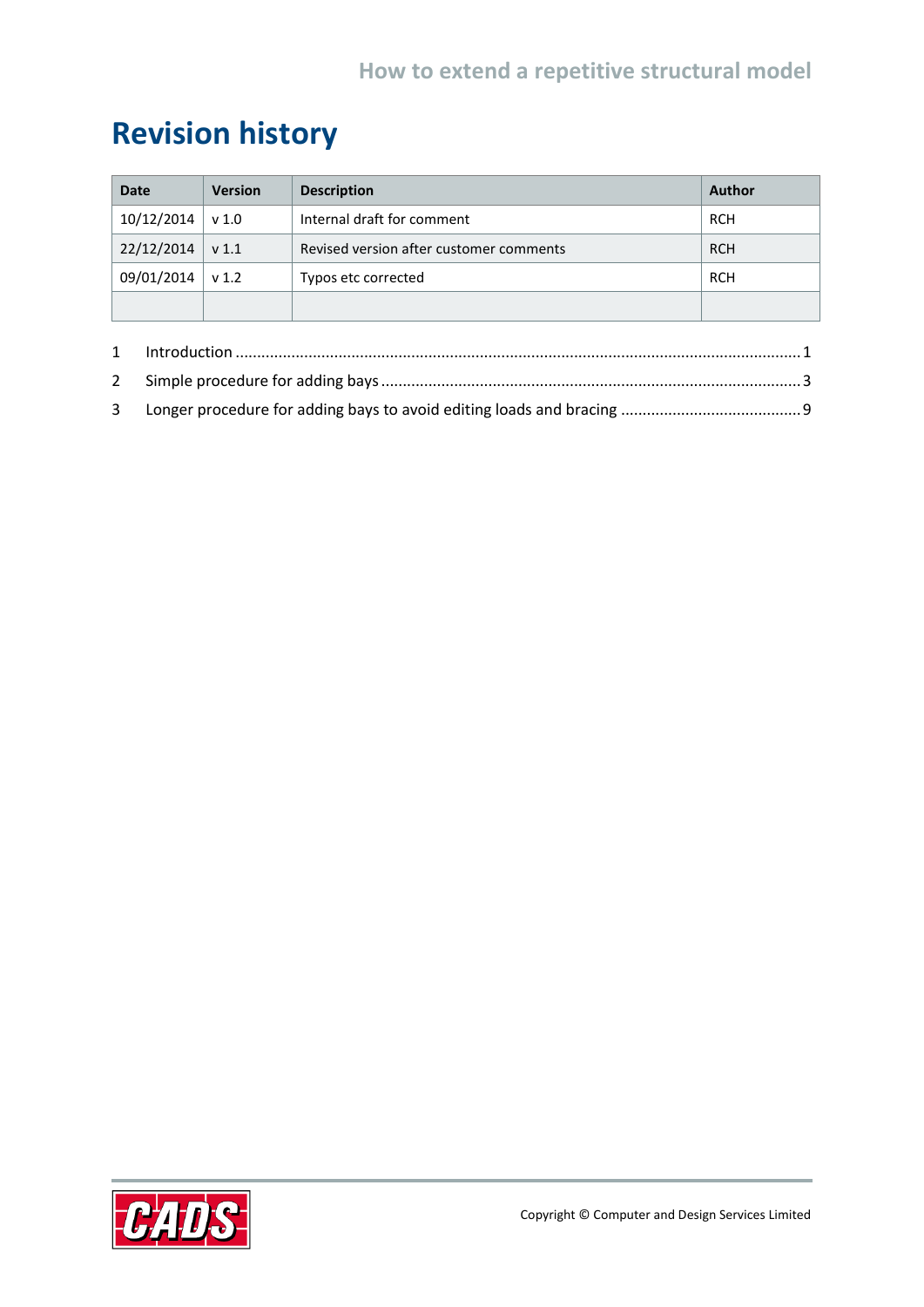# Revision history

| Date | Version | Description | Author |
|---|---|---|---|
| 10/12/2014 | v 1.0 | Internal draft for comment | RCH |
| 22/12/2014 | v 1.1 | Revised version after customer comments | RCH |
| 09/01/2014 | v 1.2 | Typos etc corrected | RCH |
| | | | |

1 Introduction ........................................................................................................................................ 1

2 Simple procedure for adding bays ........................................................................................................ 3

3 Longer procedure for adding bays to avoid editing loads and bracing ............................................ 9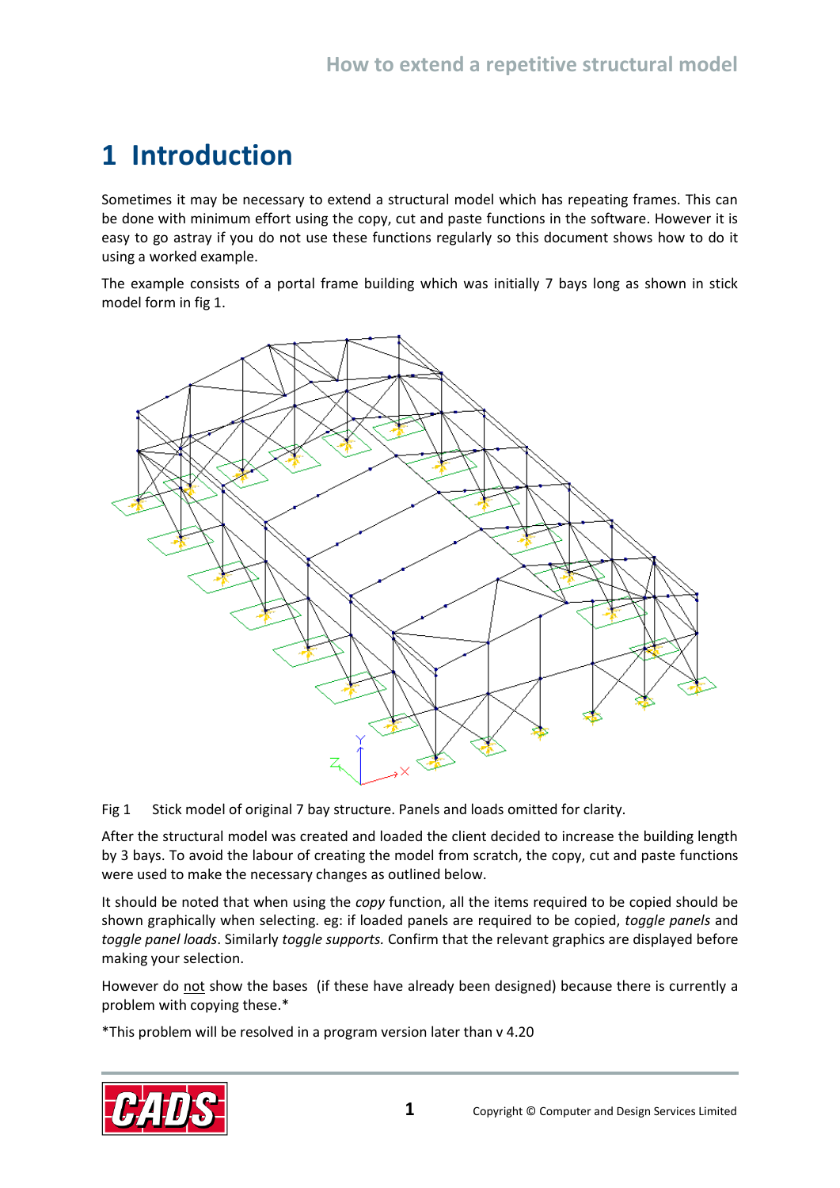# 1 Introduction

Sometimes it may be necessary to extend a structural model which has repeating frames. This can be done with minimum effort using the copy, cut and paste functions in the software. However it is easy to go astray if you do not use these functions regularly so this document shows how to do it using a worked example.

The example consists of a portal frame building which was initially 7 bays long as shown in stick model form in fig 1.

Fig 1 Stick model of original 7 bay structure. Panels and loads omitted for clarity.

After the structural model was created and loaded the client decided to increase the building length by 3 bays. To avoid the labour of creating the model from scratch, the copy, cut and paste functions were used to make the necessary changes as outlined below.

It should be noted that when using the *copy* function, all the items required to be copied should be shown graphically when selecting. eg: if loaded panels are required to be copied, *toggle panels* and *toggle panel loads*. Similarly *toggle supports.* Confirm that the relevant graphics are displayed before making your selection.

However do not show the bases (if these have already been designed) because there is currently a problem with copying these.*

*This problem will be resolved in a program version later than v 4.20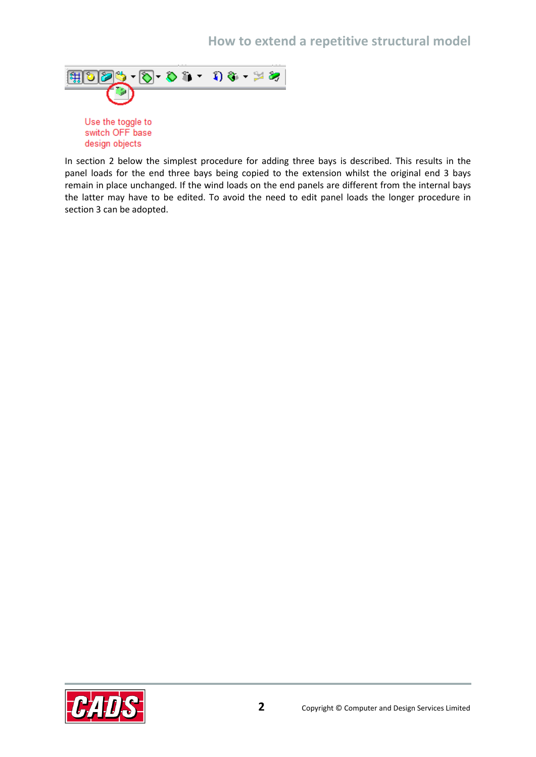Use the toggle to switch OFF base design objects

In section 2 below the simplest procedure for adding three bays is described. This results in the panel loads for the end three bays being copied to the extension whilst the original end 3 bays remain in place unchanged. If the wind loads on the end panels are different from the internal bays the latter may have to be edited. To avoid the need to edit panel loads the longer procedure in section 3 can be adopted.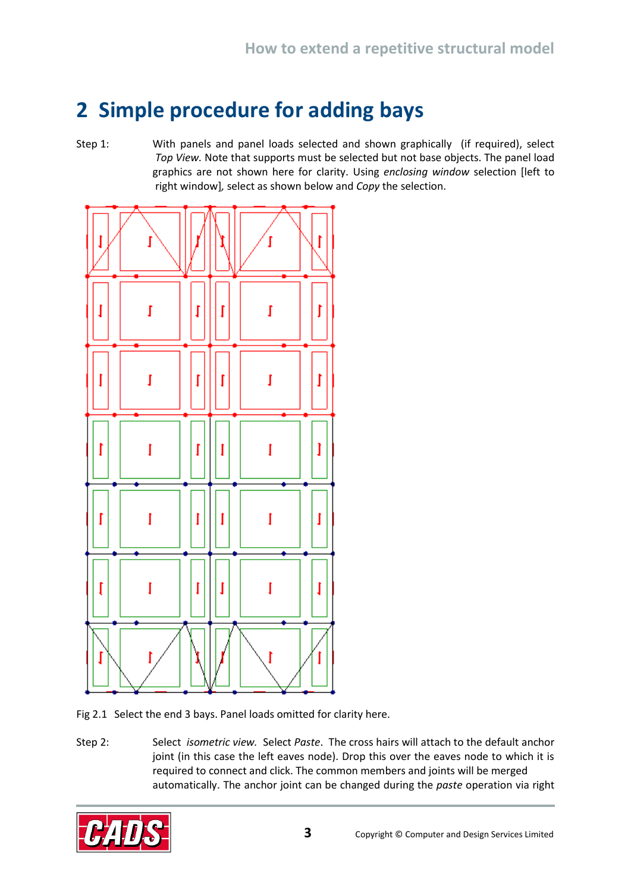## 2 Simple procedure for adding bays

Step 1: With panels and panel loads selected and shown graphically (if required), select *Top View*. Note that supports must be selected but not base objects. The panel load graphics are not shown here for clarity. Using *enclosing window* selection [left to right window], select as shown below and *Copy* the selection.

Fig 2.1 Select the end 3 bays. Panel loads omitted for clarity here.

Step 2: Select *isometric view*. Select *Paste*. The cross hairs will attach to the default anchor joint (in this case the left eaves node). Drop this over the eaves node to which it is required to connect and click. The common members and joints will be merged automatically. The anchor joint can be changed during the *paste* operation via right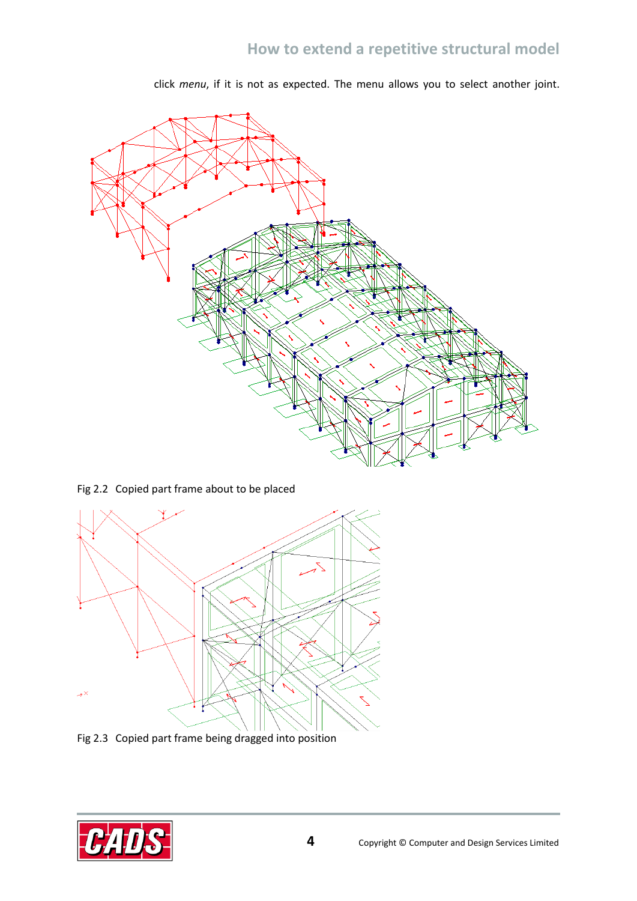click *menu*, if it is not as expected. The menu allows you to select another joint.

Fig 2.2 Copied part frame about to be placed

Fig 2.3 Copied part frame being dragged into position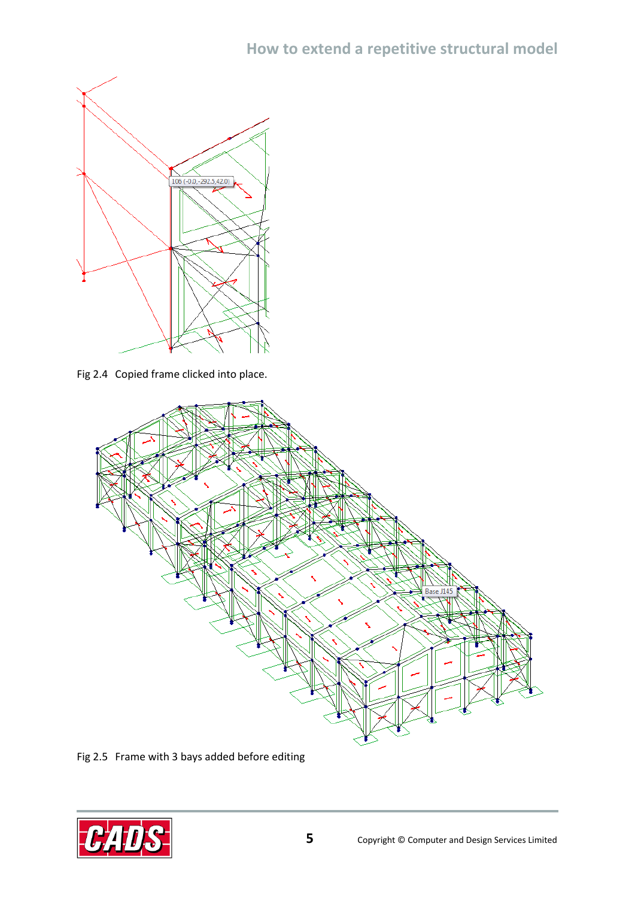Fig 2.4 Copied frame clicked into place.

Fig 2.5 Frame with 3 bays added before editing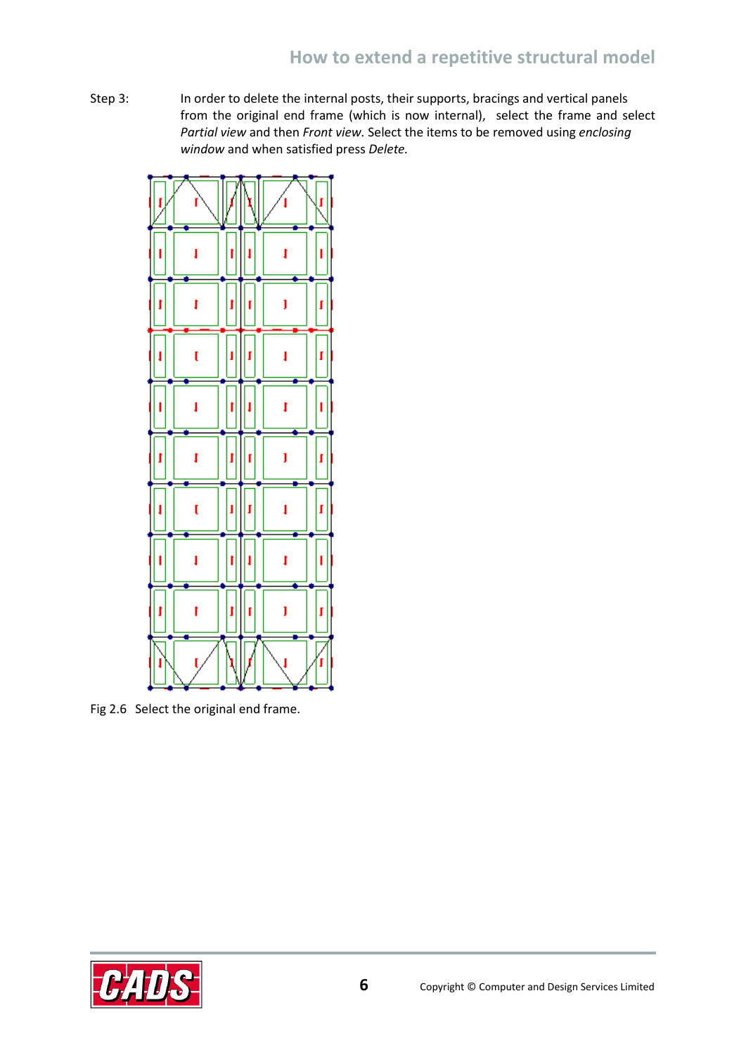Step 3: In order to delete the internal posts, their supports, bracings and vertical panels from the original end frame (which is now internal), select the frame and select *Partial view* and then *Front view*. Select the items to be removed using *enclosing window* and when satisfied press *Delete.*

Fig 2.6 Select the original end frame.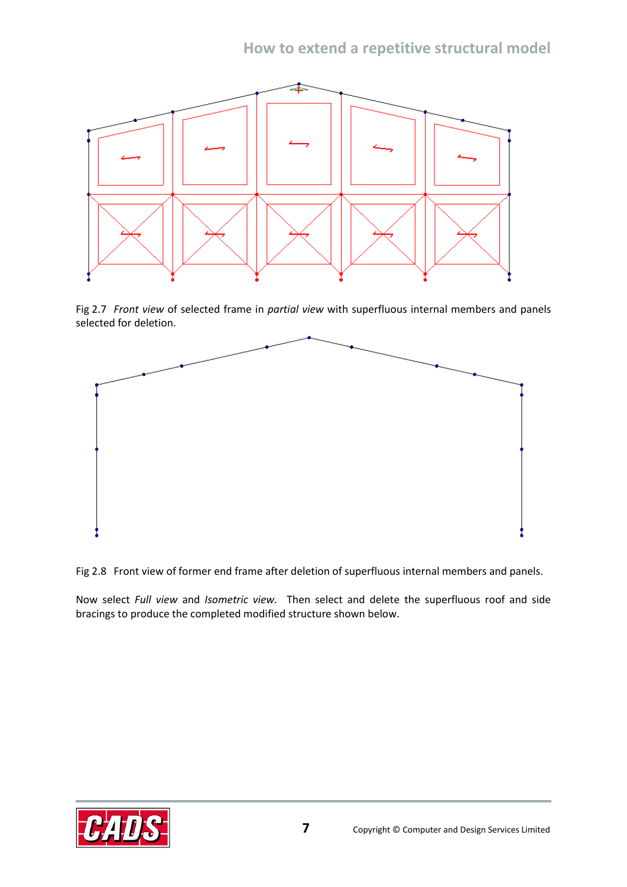Fig 2.7 *Front view* of selected frame in *partial view* with superfluous internal members and panels selected for deletion.

Fig 2.8 Front view of former end frame after deletion of superfluous internal members and panels.

Now select *Full view* and *Isometric view*. Then select and delete the superfluous roof and side bracings to produce the completed modified structure shown below.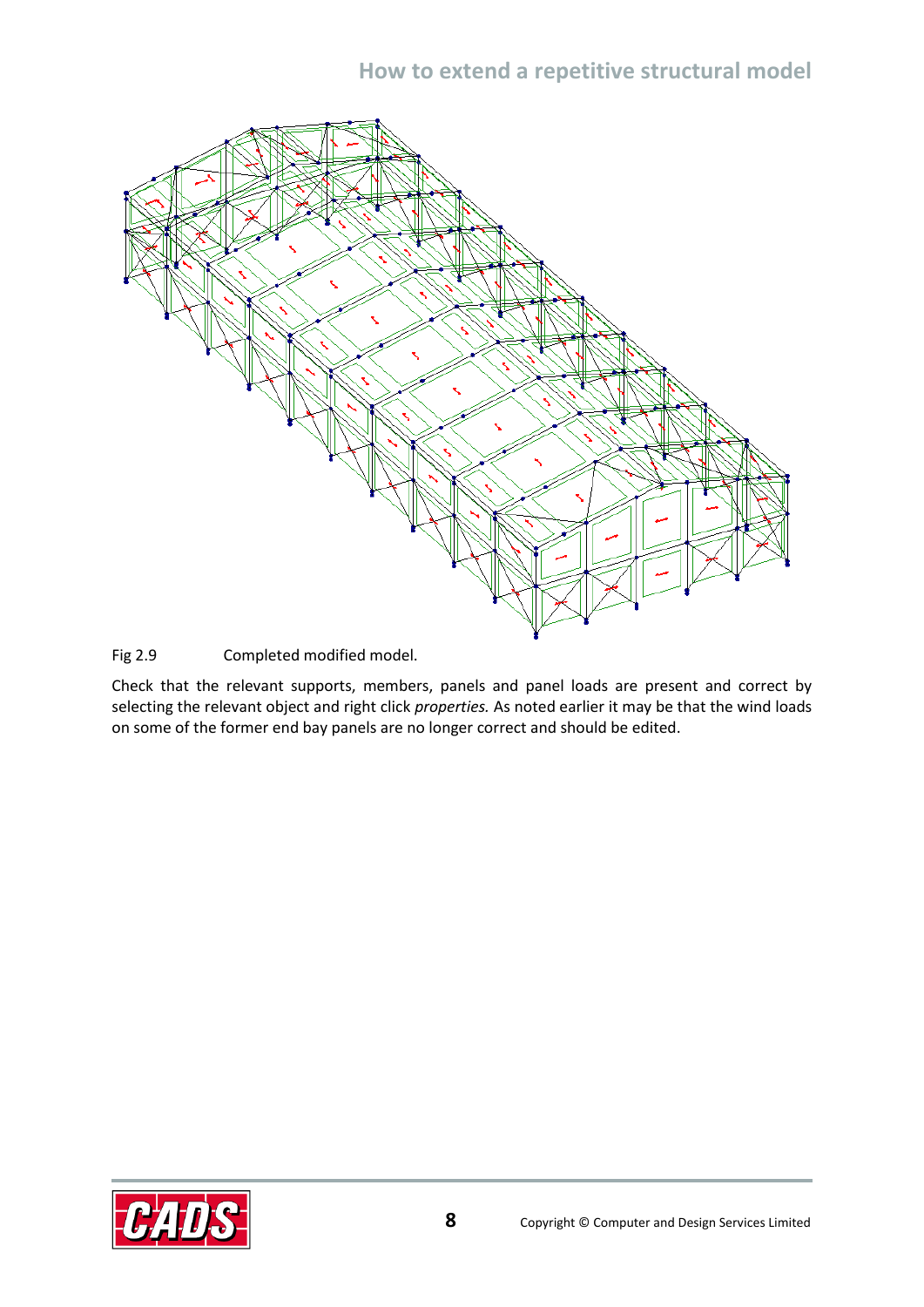Fig 2.9 Completed modified model.

Check that the relevant supports, members, panels and panel loads are present and correct by selecting the relevant object and right click *properties.* As noted earlier it may be that the wind loads on some of the former end bay panels are no longer correct and should be edited.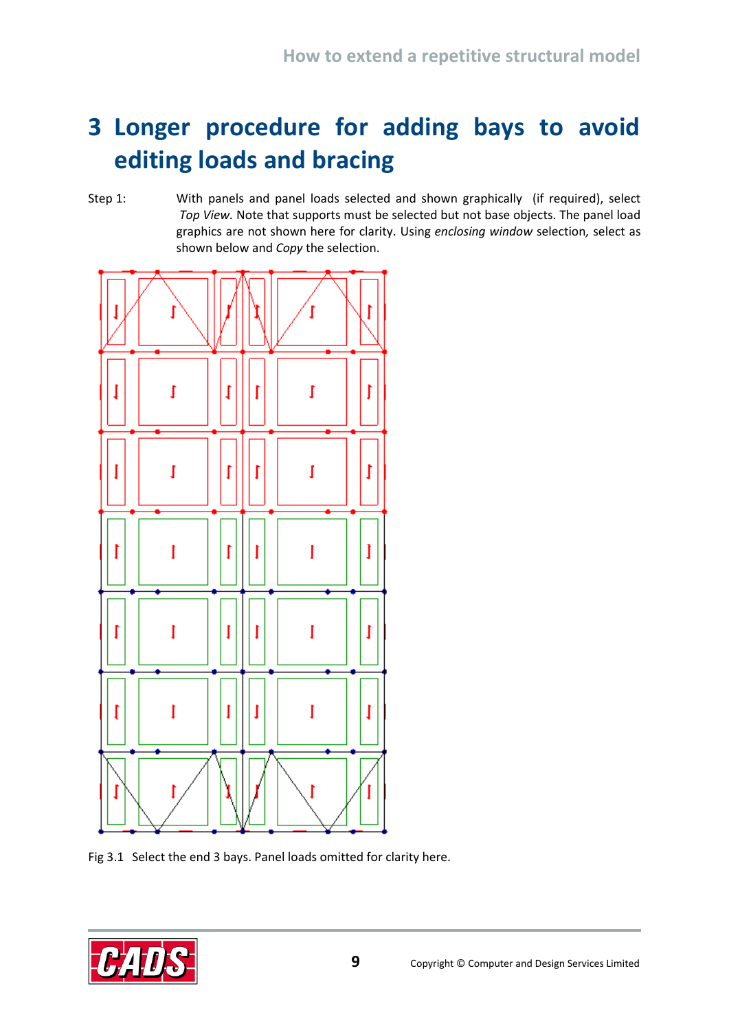# 3 Longer procedure for adding bays to avoid editing loads and bracing

Step 1: With panels and panel loads selected and shown graphically (if required), select *Top View.* Note that supports must be selected but not base objects. The panel load graphics are not shown here for clarity. Using *enclosing window* selection*,* select as shown below and *Copy* the selection.

Fig 3.1 Select the end 3 bays. Panel loads omitted for clarity here.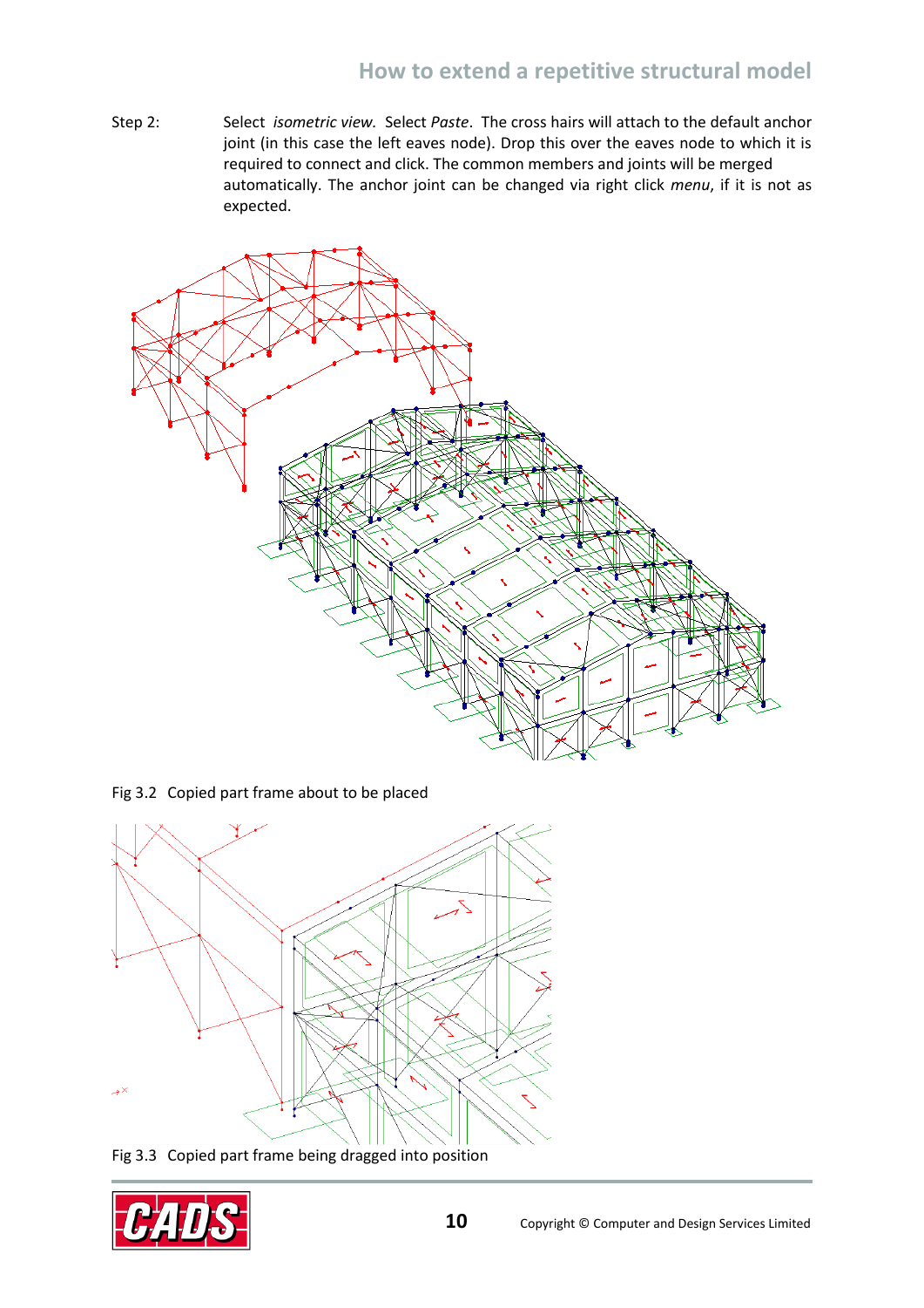Step 2: Select *isometric view.* Select *Paste*. The cross hairs will attach to the default anchor joint (in this case the left eaves node). Drop this over the eaves node to which it is required to connect and click. The common members and joints will be merged automatically. The anchor joint can be changed via right click *menu*, if it is not as expected.

Fig 3.2 Copied part frame about to be placed

Fig 3.3 Copied part frame being dragged into position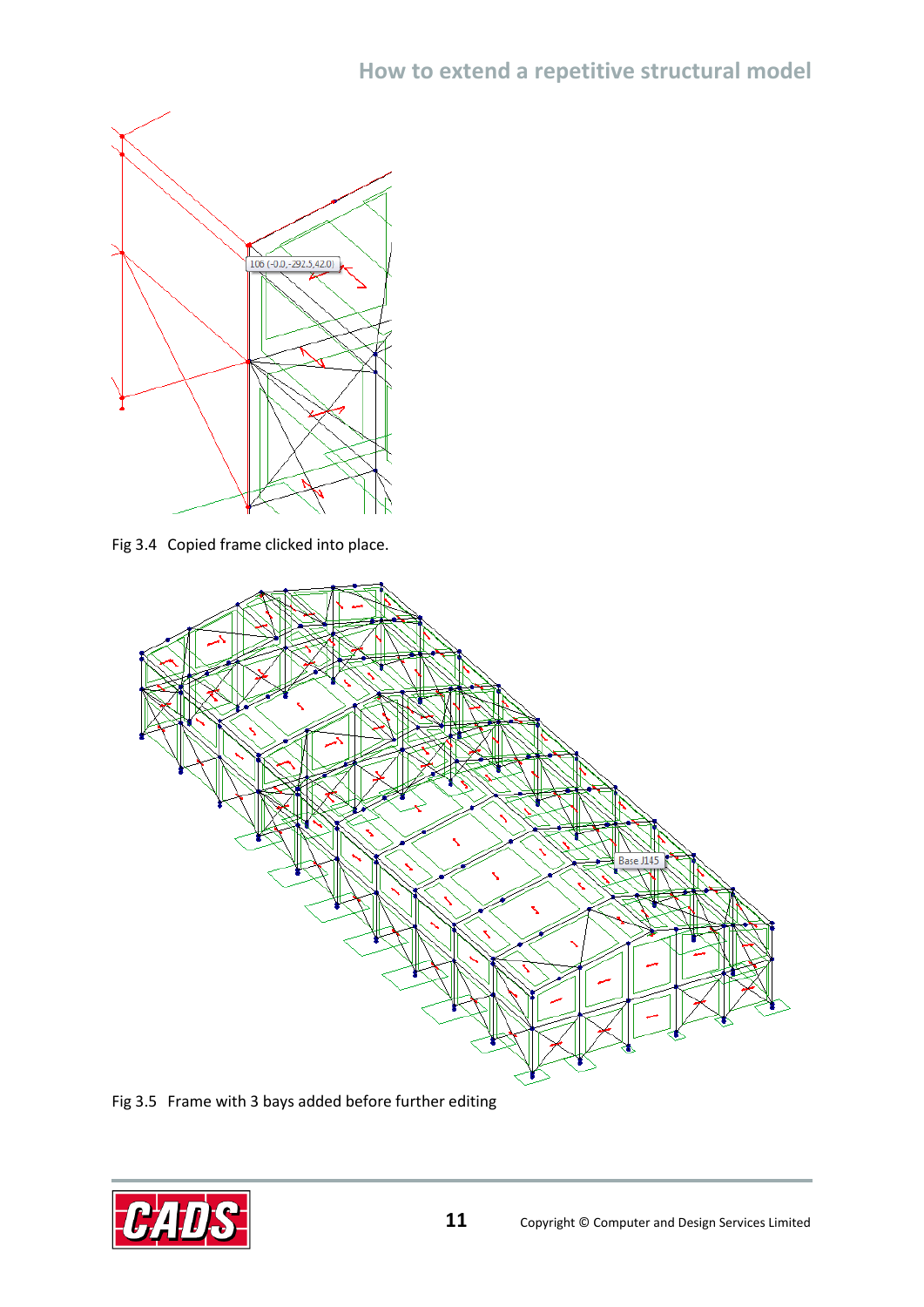Fig 3.4 Copied frame clicked into place.

Fig 3.5 Frame with 3 bays added before further editing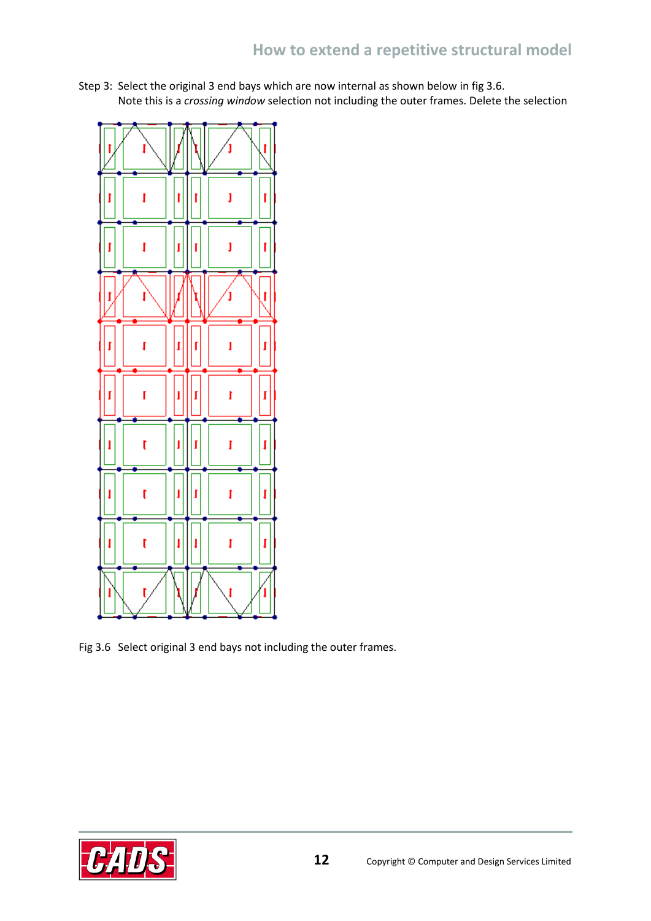Step 3: Select the original 3 end bays which are now internal as shown below in fig 3.6.
Note this is a *crossing window* selection not including the outer frames. Delete the selection

Fig 3.6 Select original 3 end bays not including the outer frames.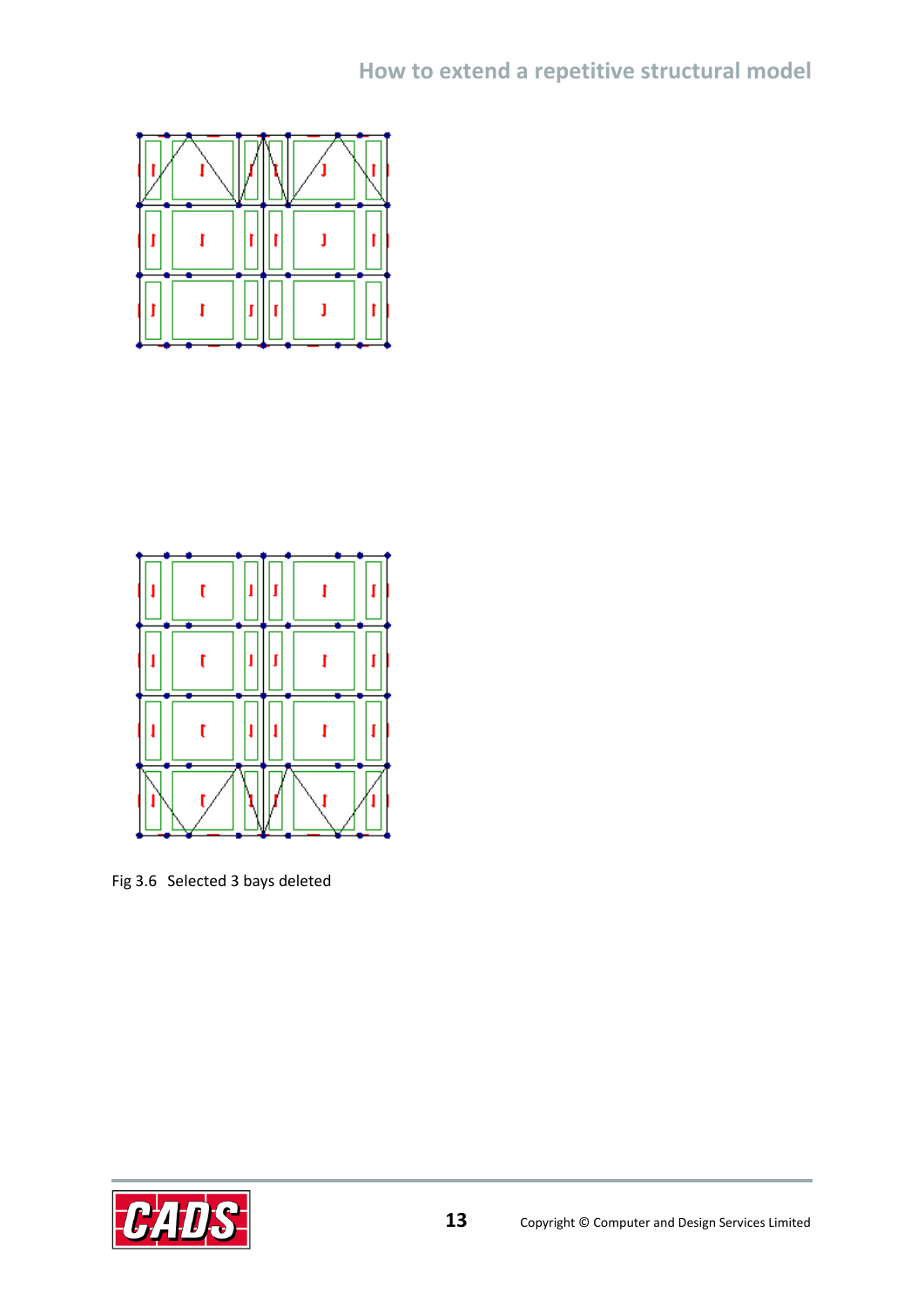Fig 3.6  Selected 3 bays deleted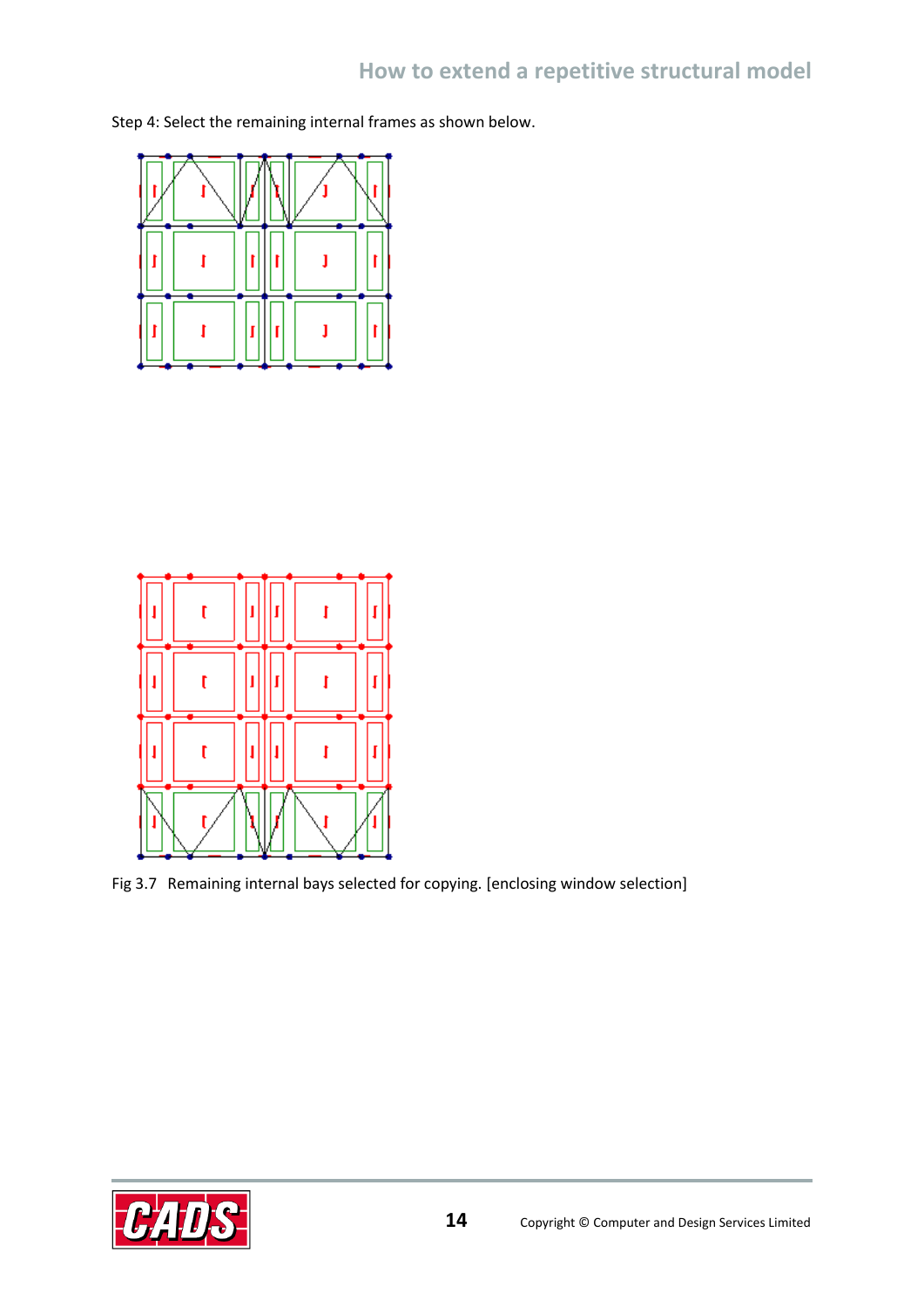Step 4: Select the remaining internal frames as shown below.

Fig 3.7 Remaining internal bays selected for copying. [enclosing window selection]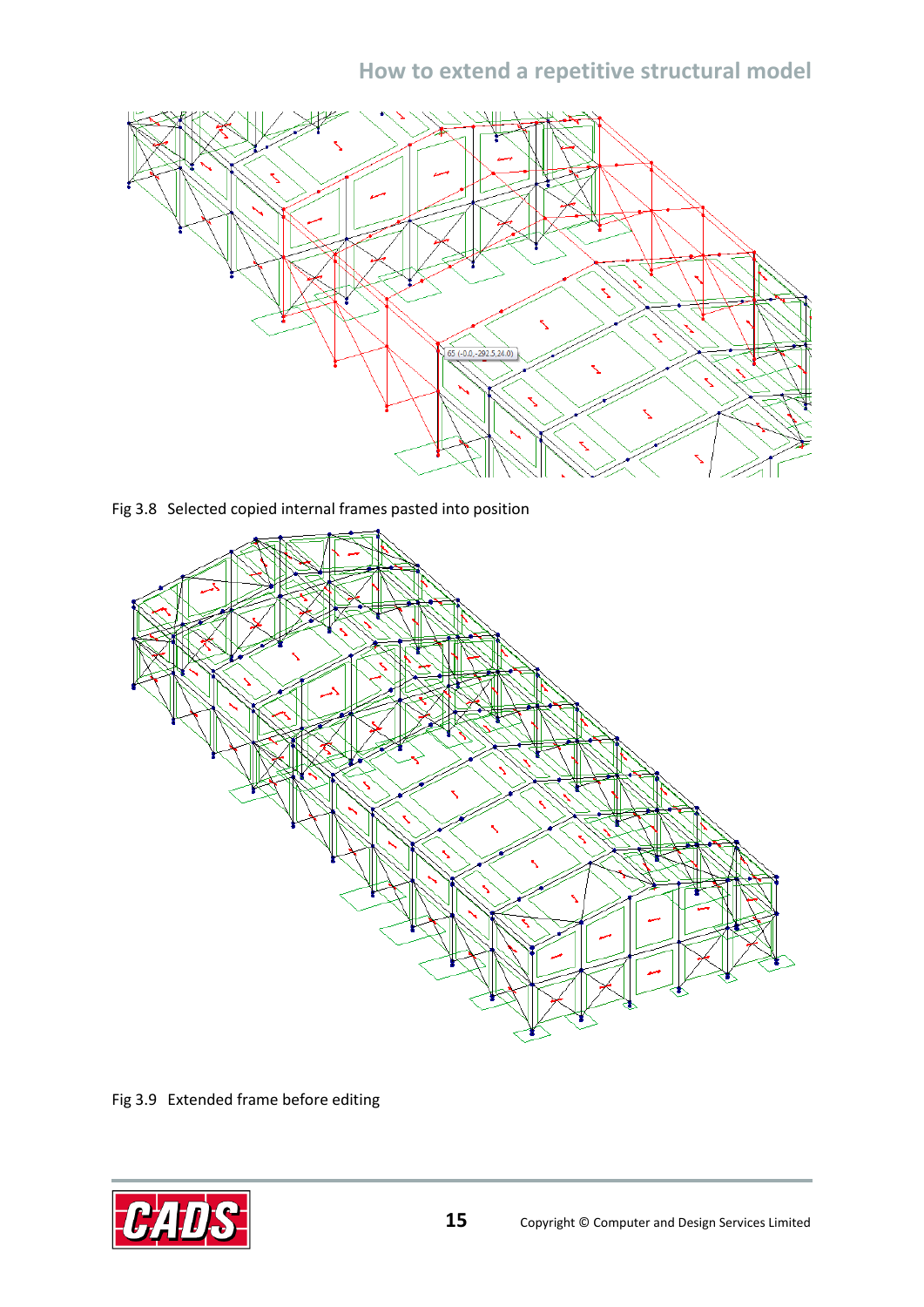Fig 3.8 Selected copied internal frames pasted into position

Fig 3.9 Extended frame before editing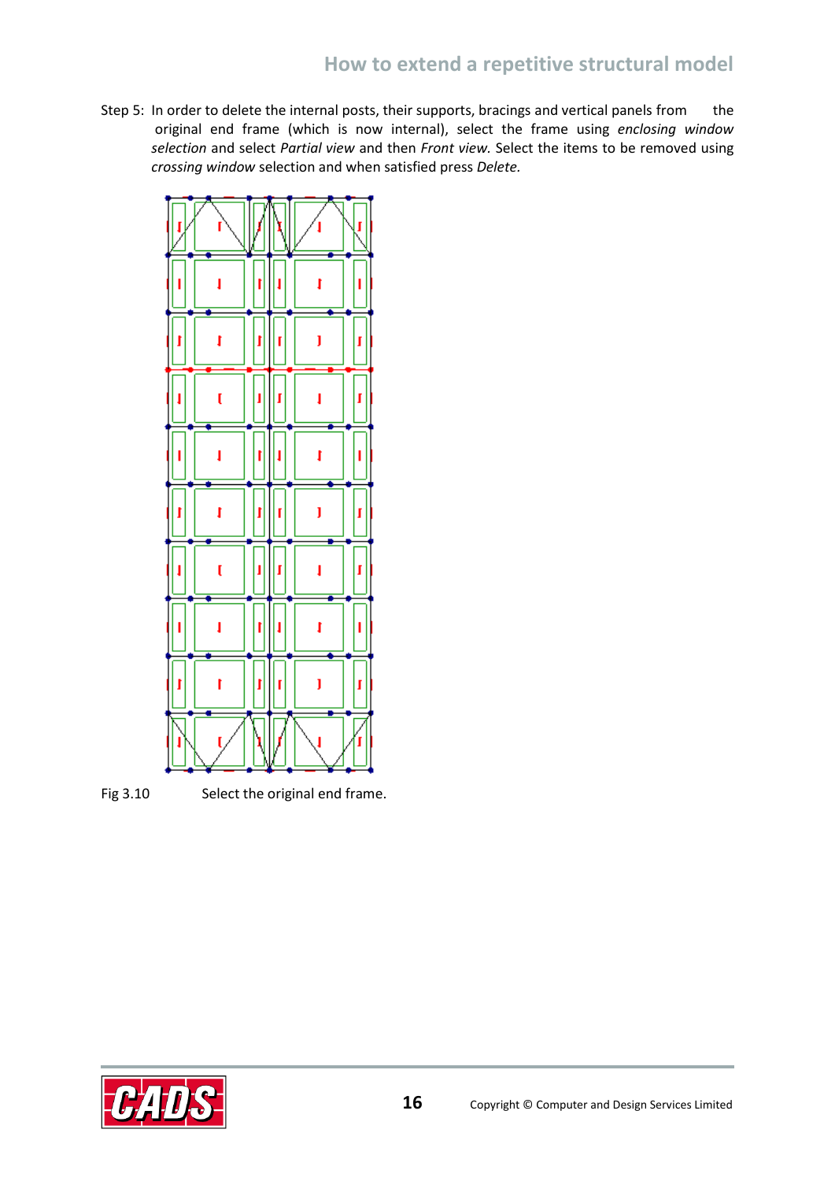Step 5: In order to delete the internal posts, their supports, bracings and vertical panels from the original end frame (which is now internal), select the frame using *enclosing window selection* and select *Partial view* and then *Front view.* Select the items to be removed using *crossing window* selection and when satisfied press *Delete.*

Fig 3.10 Select the original end frame.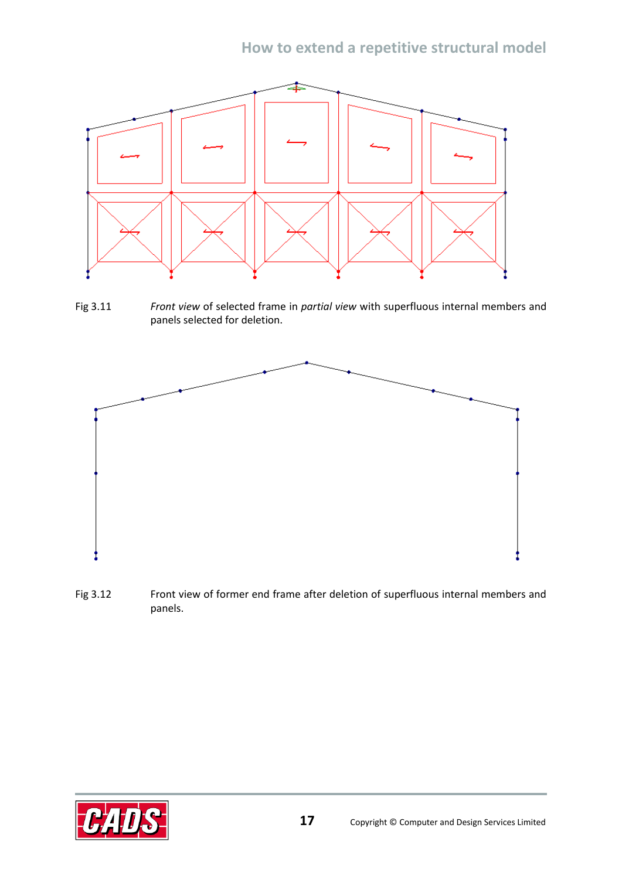Fig 3.11 *Front view* of selected frame in *partial view* with superfluous internal members and panels selected for deletion.

Fig 3.12 Front view of former end frame after deletion of superfluous internal members and panels.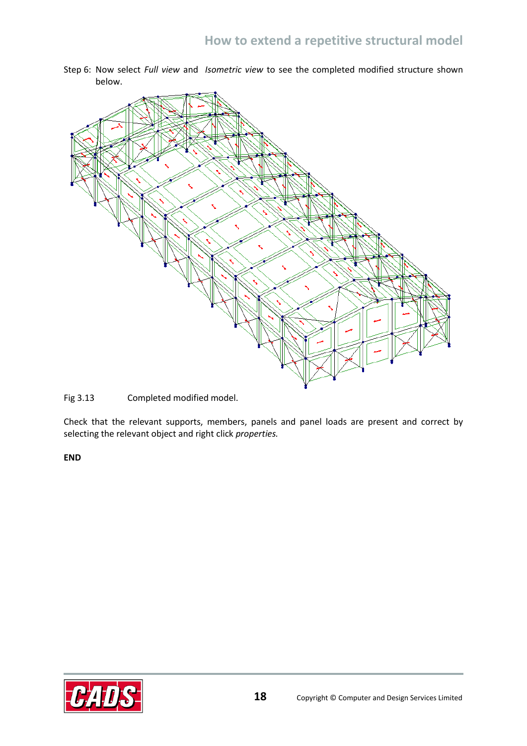Step 6: Now select *Full view* and *Isometric view* to see the completed modified structure shown below.

Fig 3.13 Completed modified model.

Check that the relevant supports, members, panels and panel loads are present and correct by selecting the relevant object and right click *properties.*

**END**